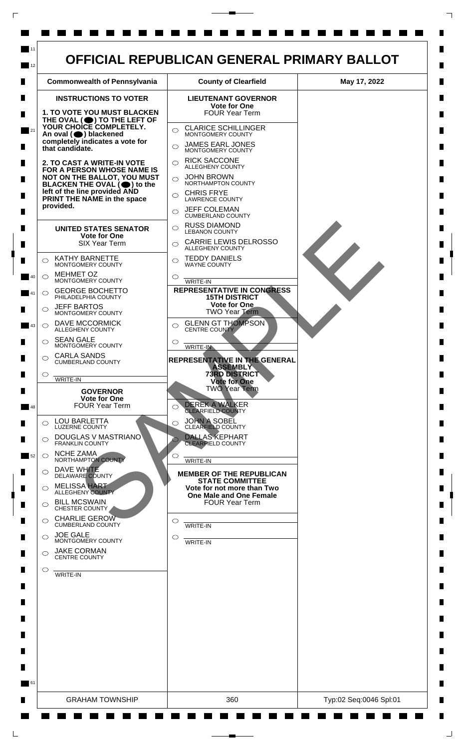# OFFICIAL REPUBLICAN GENERAL PRIMARY BALLOT

| Commonwealth of Pennsylvania | County of Clearfield | May 17, 2022 |
| --- | --- | --- |

**INSTRUCTIONS TO VOTER**

**1. TO VOTE YOU MUST BLACKEN THE OVAL (⬤) TO THE LEFT OF YOUR CHOICE COMPLETELY. An oval (⬤) blackened completely indicates a vote for that candidate.**

**2. TO CAST A WRITE-IN VOTE FOR A PERSON WHOSE NAME IS NOT ON THE BALLOT, YOU MUST BLACKEN THE OVAL (⬤) to the left of the line provided AND PRINT THE NAME in the space provided.**

## UNITED STATES SENATOR
**Vote for One**
SIX Year Term

- ○ KATHY BARNETTE — MONTGOMERY COUNTY
- ○ MEHMET OZ — MONTGOMERY COUNTY
- ○ GEORGE BOCHETTO — PHILADELPHIA COUNTY
- ○ JEFF BARTOS — MONTGOMERY COUNTY
- ○ DAVE MCCORMICK — ALLEGHENY COUNTY
- ○ SEAN GALE — MONTGOMERY COUNTY
- ○ CARLA SANDS — CUMBERLAND COUNTY
- ○ ______ WRITE-IN

## GOVERNOR
**Vote for One**
FOUR Year Term

- ○ LOU BARLETTA — LUZERNE COUNTY
- ○ DOUGLAS V MASTRIANO — FRANKLIN COUNTY
- ○ NCHE ZAMA — NORTHAMPTON COUNTY
- ○ DAVE WHITE — DELAWARE COUNTY
- ○ MELISSA HART — ALLEGHENY COUNTY
- ○ BILL MCSWAIN — CHESTER COUNTY
- ○ CHARLIE GEROW — CUMBERLAND COUNTY
- ○ JOE GALE — MONTGOMERY COUNTY
- ○ JAKE CORMAN — CENTRE COUNTY
- ○ ______ WRITE-IN

## LIEUTENANT GOVERNOR
**Vote for One**
FOUR Year Term

- ○ CLARICE SCHILLINGER — MONTGOMERY COUNTY
- ○ JAMES EARL JONES — MONTGOMERY COUNTY
- ○ RICK SACCONE — ALLEGHENY COUNTY
- ○ JOHN BROWN — NORTHAMPTON COUNTY
- ○ CHRIS FRYE — LAWRENCE COUNTY
- ○ JEFF COLEMAN — CUMBERLAND COUNTY
- ○ RUSS DIAMOND — LEBANON COUNTY
- ○ CARRIE LEWIS DELROSSO — ALLEGHENY COUNTY
- ○ TEDDY DANIELS — WAYNE COUNTY
- ○ ______ WRITE-IN

## REPRESENTATIVE IN CONGRESS
**15TH DISTRICT**
**Vote for One**
TWO Year Term

- ○ GLENN GT THOMPSON — CENTRE COUNTY
- ○ ______ WRITE-IN

## REPRESENTATIVE IN THE GENERAL ASSEMBLY
**73RD DISTRICT**
**Vote for One**
TWO Year Term

- ○ DEREK A WALKER — CLEARFIELD COUNTY
- ○ JOHN A SOBEL — CLEARFIELD COUNTY
- ○ DALLAS KEPHART — CLEARFIELD COUNTY
- ○ ______ WRITE-IN

## MEMBER OF THE REPUBLICAN STATE COMMITTEE
**Vote for not more than Two**
**One Male and One Female**
FOUR Year Term

- ○ ______ WRITE-IN
- ○ ______ WRITE-IN

SAMPLE

| GRAHAM TOWNSHIP | 360 | Typ:02 Seq:0046 Spl:01 |
| --- | --- | --- |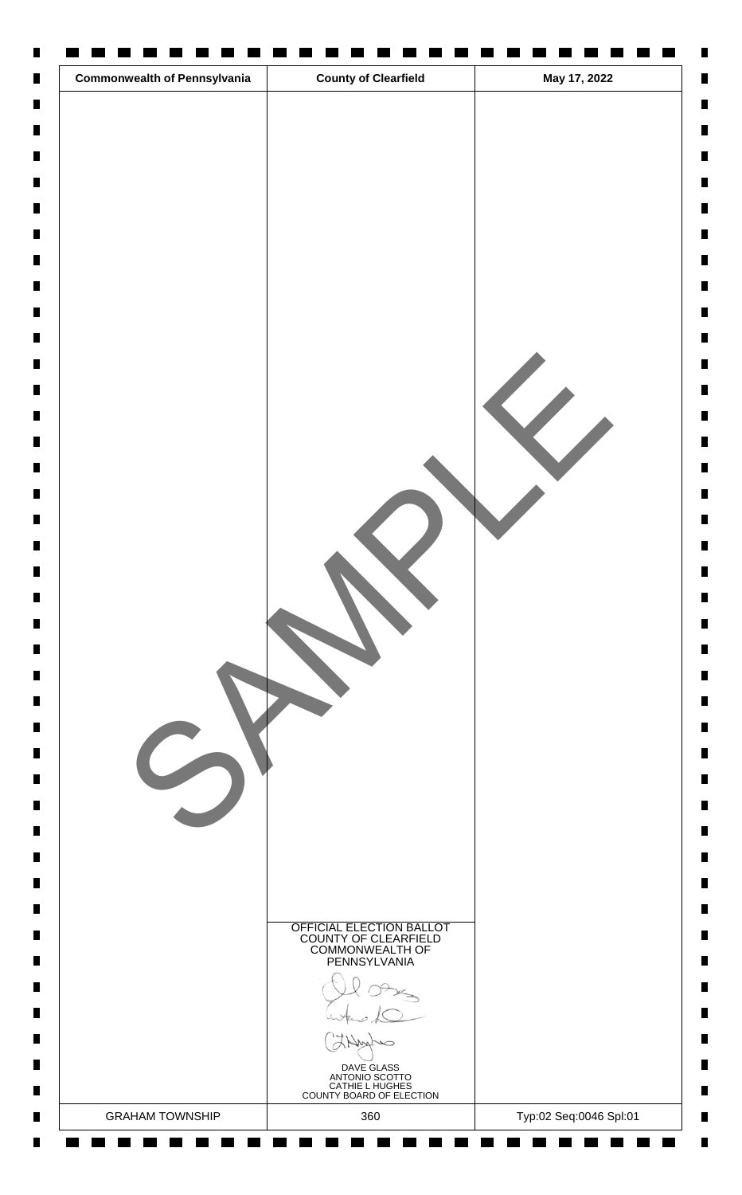| Commonwealth of Pennsylvania | County of Clearfield | May 17, 2022 |
|---|---|---|
| | OFFICIAL ELECTION BALLOT<br>COUNTY OF CLEARFIELD<br>COMMONWEALTH OF PENNSYLVANIA<br><br>DAVE GLASS<br>ANTONIO SCOTTO<br>CATHIE L HUGHES<br>COUNTY BOARD OF ELECTION | |
| GRAHAM TOWNSHIP | 360 | Typ:02 Seq:0046 Spl:01 |

SAMPLE